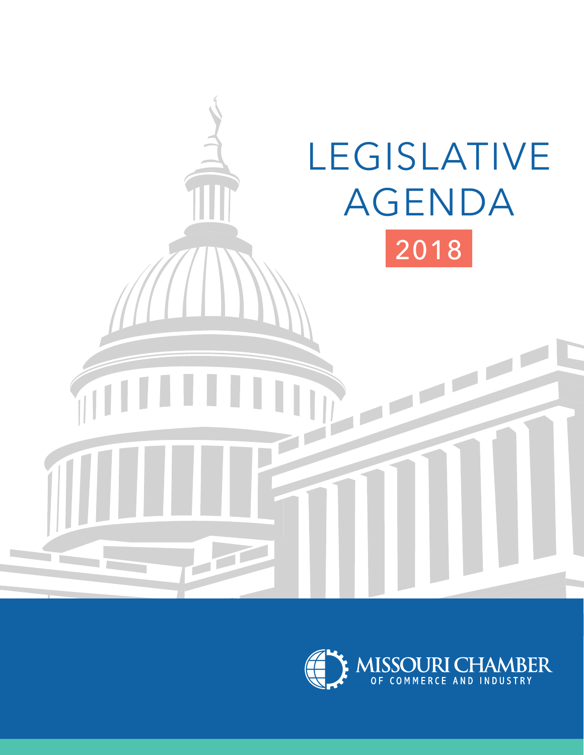# LEGISLATIVE AGENDA

## 2018

MISSOURI CHAMBER
OF COMMERCE AND INDUSTRY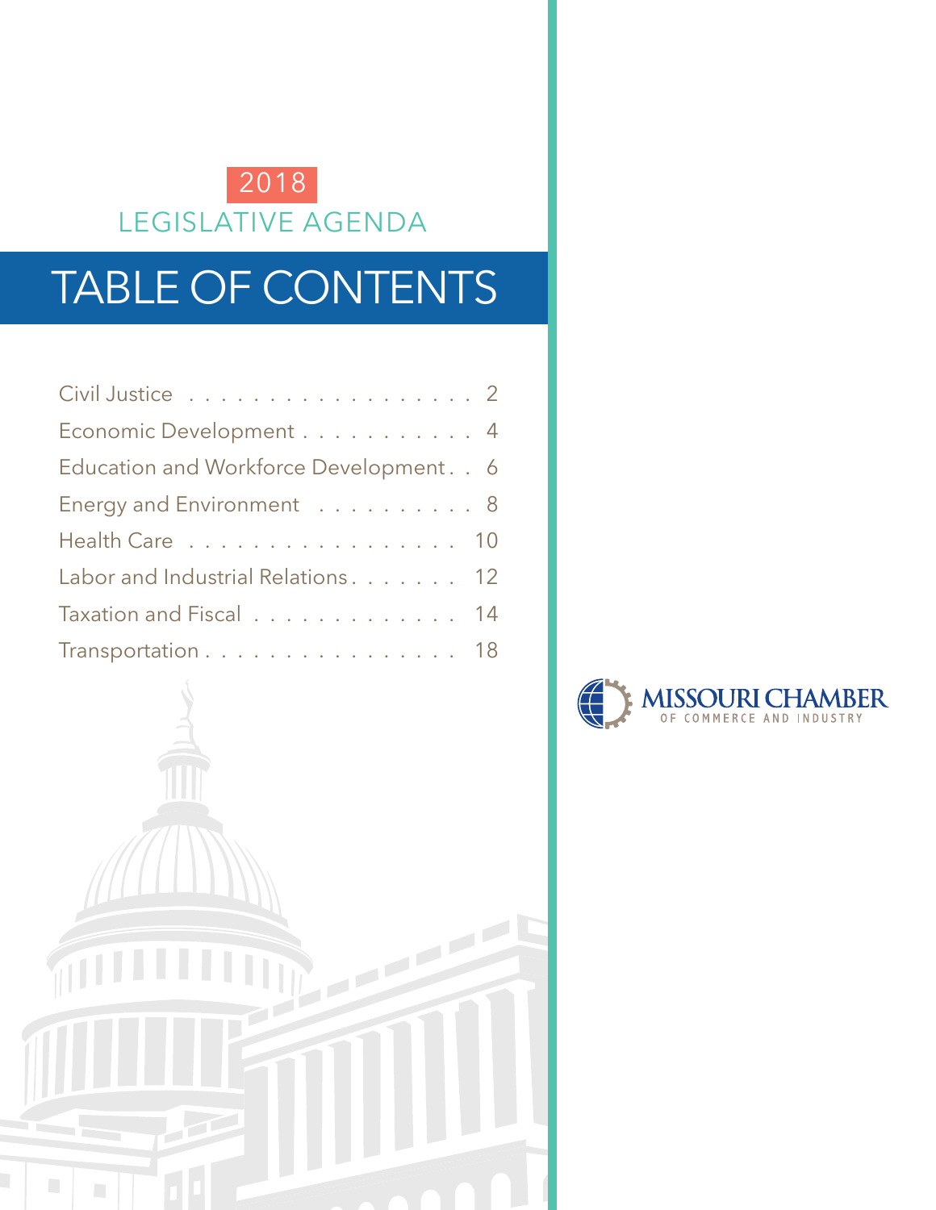2018

LEGISLATIVE AGENDA

# TABLE OF CONTENTS

| | |
|---|---|
| Civil Justice | 2 |
| Economic Development | 4 |
| Education and Workforce Development | 6 |
| Energy and Environment | 8 |
| Health Care | 10 |
| Labor and Industrial Relations | 12 |
| Taxation and Fiscal | 14 |
| Transportation | 18 |

MISSOURI CHAMBER OF COMMERCE AND INDUSTRY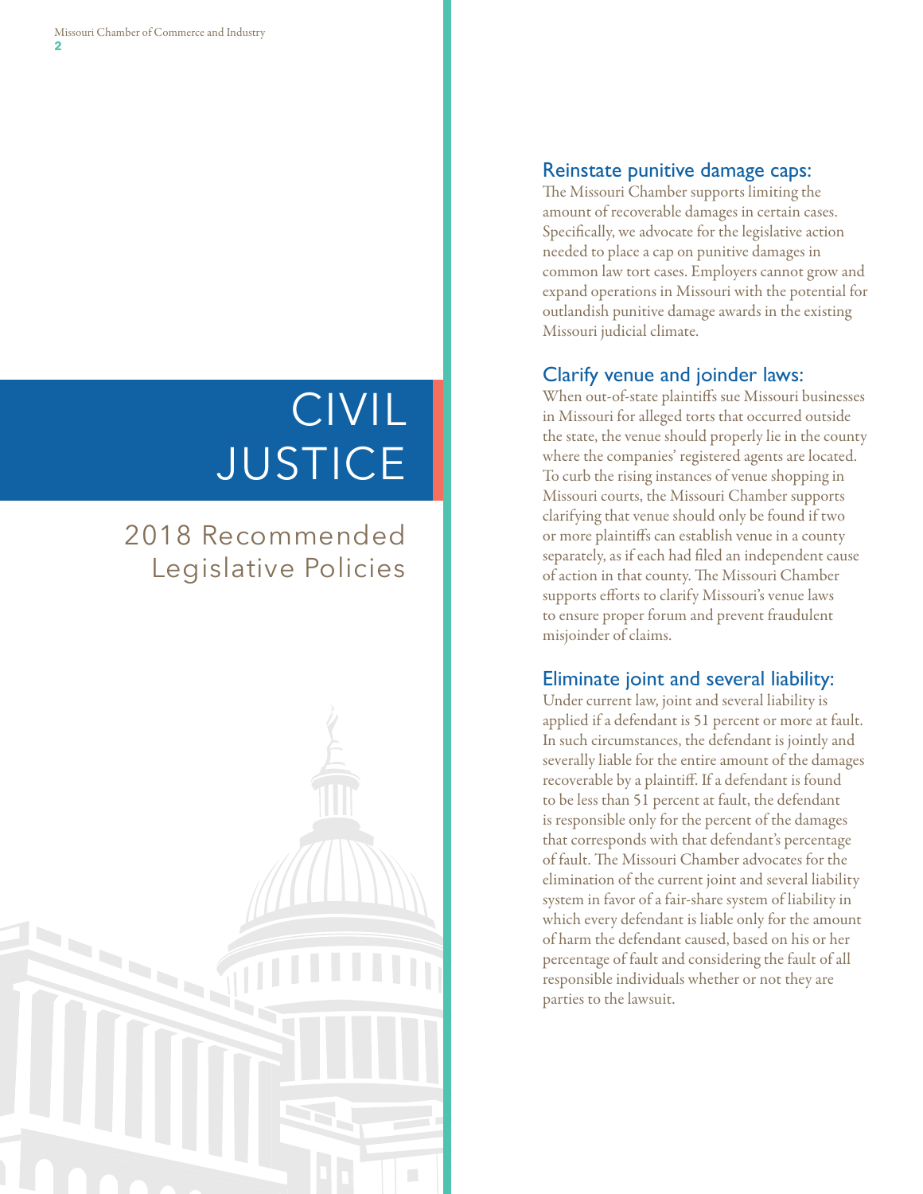# CIVIL JUSTICE

## 2018 Recommended Legislative Policies

### Reinstate punitive damage caps:

The Missouri Chamber supports limiting the amount of recoverable damages in certain cases. Specifically, we advocate for the legislative action needed to place a cap on punitive damages in common law tort cases. Employers cannot grow and expand operations in Missouri with the potential for outlandish punitive damage awards in the existing Missouri judicial climate.

### Clarify venue and joinder laws:

When out-of-state plaintiffs sue Missouri businesses in Missouri for alleged torts that occurred outside the state, the venue should properly lie in the county where the companies' registered agents are located. To curb the rising instances of venue shopping in Missouri courts, the Missouri Chamber supports clarifying that venue should only be found if two or more plaintiffs can establish venue in a county separately, as if each had filed an independent cause of action in that county. The Missouri Chamber supports efforts to clarify Missouri's venue laws to ensure proper forum and prevent fraudulent misjoinder of claims.

### Eliminate joint and several liability:

Under current law, joint and several liability is applied if a defendant is 51 percent or more at fault. In such circumstances, the defendant is jointly and severally liable for the entire amount of the damages recoverable by a plaintiff. If a defendant is found to be less than 51 percent at fault, the defendant is responsible only for the percent of the damages that corresponds with that defendant's percentage of fault. The Missouri Chamber advocates for the elimination of the current joint and several liability system in favor of a fair-share system of liability in which every defendant is liable only for the amount of harm the defendant caused, based on his or her percentage of fault and considering the fault of all responsible individuals whether or not they are parties to the lawsuit.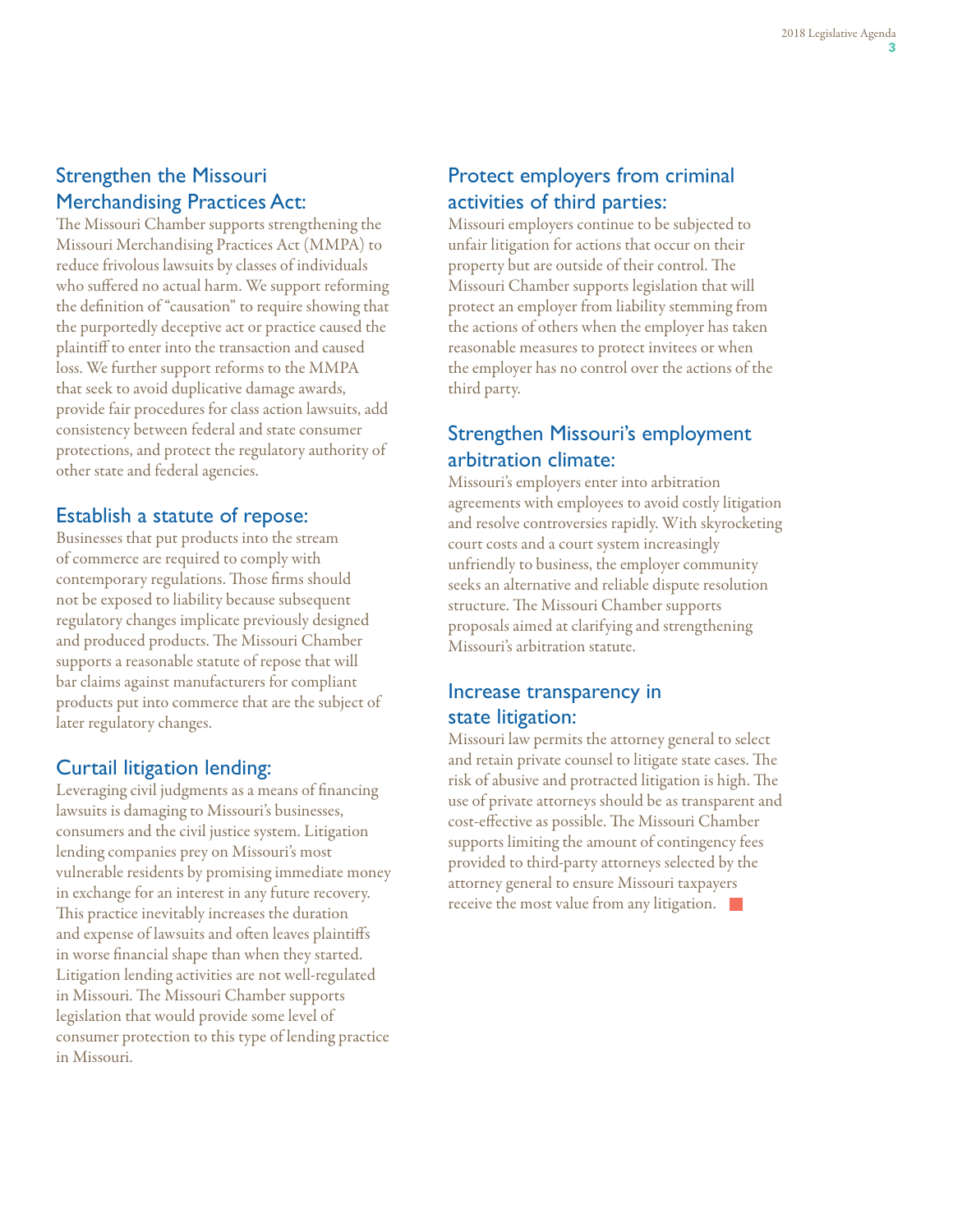## Strengthen the Missouri Merchandising Practices Act:

The Missouri Chamber supports strengthening the Missouri Merchandising Practices Act (MMPA) to reduce frivolous lawsuits by classes of individuals who suffered no actual harm. We support reforming the definition of "causation" to require showing that the purportedly deceptive act or practice caused the plaintiff to enter into the transaction and caused loss. We further support reforms to the MMPA that seek to avoid duplicative damage awards, provide fair procedures for class action lawsuits, add consistency between federal and state consumer protections, and protect the regulatory authority of other state and federal agencies.

## Establish a statute of repose:

Businesses that put products into the stream of commerce are required to comply with contemporary regulations. Those firms should not be exposed to liability because subsequent regulatory changes implicate previously designed and produced products. The Missouri Chamber supports a reasonable statute of repose that will bar claims against manufacturers for compliant products put into commerce that are the subject of later regulatory changes.

## Curtail litigation lending:

Leveraging civil judgments as a means of financing lawsuits is damaging to Missouri's businesses, consumers and the civil justice system. Litigation lending companies prey on Missouri's most vulnerable residents by promising immediate money in exchange for an interest in any future recovery. This practice inevitably increases the duration and expense of lawsuits and often leaves plaintiffs in worse financial shape than when they started. Litigation lending activities are not well-regulated in Missouri. The Missouri Chamber supports legislation that would provide some level of consumer protection to this type of lending practice in Missouri.

## Protect employers from criminal activities of third parties:

Missouri employers continue to be subjected to unfair litigation for actions that occur on their property but are outside of their control. The Missouri Chamber supports legislation that will protect an employer from liability stemming from the actions of others when the employer has taken reasonable measures to protect invitees or when the employer has no control over the actions of the third party.

## Strengthen Missouri's employment arbitration climate:

Missouri's employers enter into arbitration agreements with employees to avoid costly litigation and resolve controversies rapidly. With skyrocketing court costs and a court system increasingly unfriendly to business, the employer community seeks an alternative and reliable dispute resolution structure. The Missouri Chamber supports proposals aimed at clarifying and strengthening Missouri's arbitration statute.

## Increase transparency in state litigation:

Missouri law permits the attorney general to select and retain private counsel to litigate state cases. The risk of abusive and protracted litigation is high. The use of private attorneys should be as transparent and cost-effective as possible. The Missouri Chamber supports limiting the amount of contingency fees provided to third-party attorneys selected by the attorney general to ensure Missouri taxpayers receive the most value from any litigation.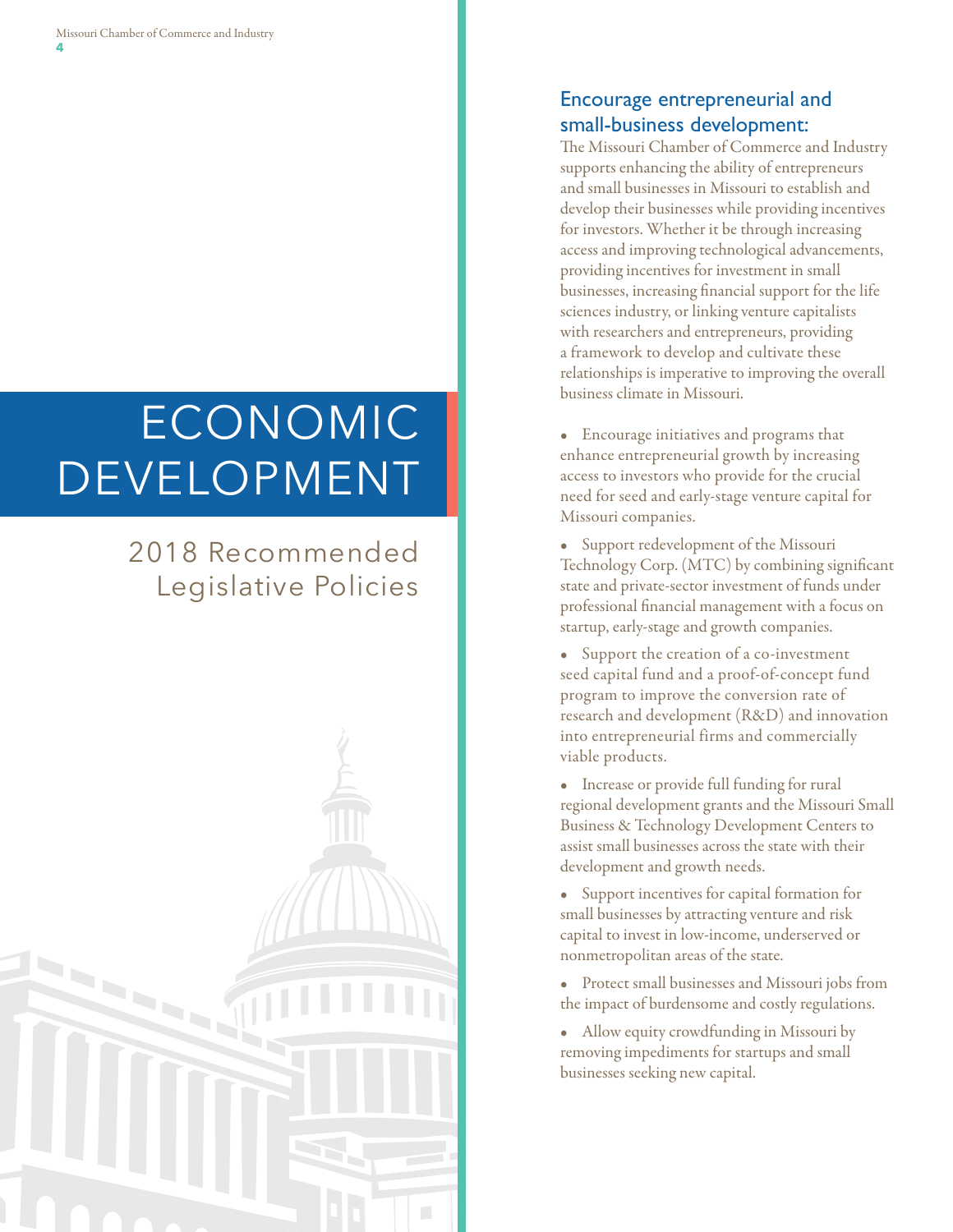# ECONOMIC DEVELOPMENT

## 2018 Recommended Legislative Policies

### Encourage entrepreneurial and small-business development:

The Missouri Chamber of Commerce and Industry supports enhancing the ability of entrepreneurs and small businesses in Missouri to establish and develop their businesses while providing incentives for investors. Whether it be through increasing access and improving technological advancements, providing incentives for investment in small businesses, increasing financial support for the life sciences industry, or linking venture capitalists with researchers and entrepreneurs, providing a framework to develop and cultivate these relationships is imperative to improving the overall business climate in Missouri.

- Encourage initiatives and programs that enhance entrepreneurial growth by increasing access to investors who provide for the crucial need for seed and early-stage venture capital for Missouri companies.
- Support redevelopment of the Missouri Technology Corp. (MTC) by combining significant state and private-sector investment of funds under professional financial management with a focus on startup, early-stage and growth companies.
- Support the creation of a co-investment seed capital fund and a proof-of-concept fund program to improve the conversion rate of research and development (R&D) and innovation into entrepreneurial firms and commercially viable products.
- Increase or provide full funding for rural regional development grants and the Missouri Small Business & Technology Development Centers to assist small businesses across the state with their development and growth needs.
- Support incentives for capital formation for small businesses by attracting venture and risk capital to invest in low-income, underserved or nonmetropolitan areas of the state.
- Protect small businesses and Missouri jobs from the impact of burdensome and costly regulations.
- Allow equity crowdfunding in Missouri by removing impediments for startups and small businesses seeking new capital.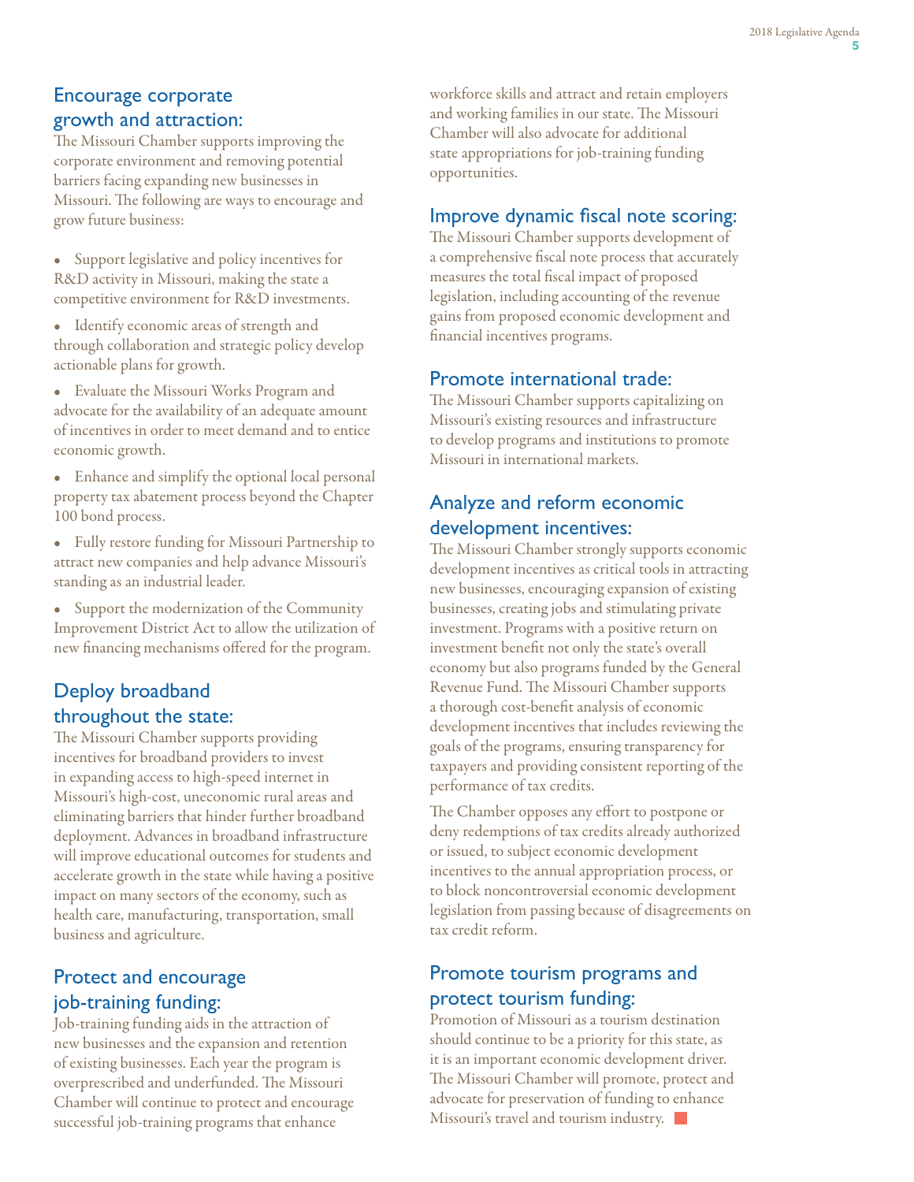## Encourage corporate growth and attraction:

The Missouri Chamber supports improving the corporate environment and removing potential barriers facing expanding new businesses in Missouri. The following are ways to encourage and grow future business:

- Support legislative and policy incentives for R&D activity in Missouri, making the state a competitive environment for R&D investments.
- Identify economic areas of strength and through collaboration and strategic policy develop actionable plans for growth.
- Evaluate the Missouri Works Program and advocate for the availability of an adequate amount of incentives in order to meet demand and to entice economic growth.
- Enhance and simplify the optional local personal property tax abatement process beyond the Chapter 100 bond process.
- Fully restore funding for Missouri Partnership to attract new companies and help advance Missouri's standing as an industrial leader.
- Support the modernization of the Community Improvement District Act to allow the utilization of new financing mechanisms offered for the program.

## Deploy broadband throughout the state:

The Missouri Chamber supports providing incentives for broadband providers to invest in expanding access to high-speed internet in Missouri's high-cost, uneconomic rural areas and eliminating barriers that hinder further broadband deployment. Advances in broadband infrastructure will improve educational outcomes for students and accelerate growth in the state while having a positive impact on many sectors of the economy, such as health care, manufacturing, transportation, small business and agriculture.

## Protect and encourage job-training funding:

Job-training funding aids in the attraction of new businesses and the expansion and retention of existing businesses. Each year the program is overprescribed and underfunded. The Missouri Chamber will continue to protect and encourage successful job-training programs that enhance workforce skills and attract and retain employers and working families in our state. The Missouri Chamber will also advocate for additional state appropriations for job-training funding opportunities.

## Improve dynamic fiscal note scoring:

The Missouri Chamber supports development of a comprehensive fiscal note process that accurately measures the total fiscal impact of proposed legislation, including accounting of the revenue gains from proposed economic development and financial incentives programs.

## Promote international trade:

The Missouri Chamber supports capitalizing on Missouri's existing resources and infrastructure to develop programs and institutions to promote Missouri in international markets.

## Analyze and reform economic development incentives:

The Missouri Chamber strongly supports economic development incentives as critical tools in attracting new businesses, encouraging expansion of existing businesses, creating jobs and stimulating private investment. Programs with a positive return on investment benefit not only the state's overall economy but also programs funded by the General Revenue Fund. The Missouri Chamber supports a thorough cost-benefit analysis of economic development incentives that includes reviewing the goals of the programs, ensuring transparency for taxpayers and providing consistent reporting of the performance of tax credits.

The Chamber opposes any effort to postpone or deny redemptions of tax credits already authorized or issued, to subject economic development incentives to the annual appropriation process, or to block noncontroversial economic development legislation from passing because of disagreements on tax credit reform.

## Promote tourism programs and protect tourism funding:

Promotion of Missouri as a tourism destination should continue to be a priority for this state, as it is an important economic development driver. The Missouri Chamber will promote, protect and advocate for preservation of funding to enhance Missouri's travel and tourism industry.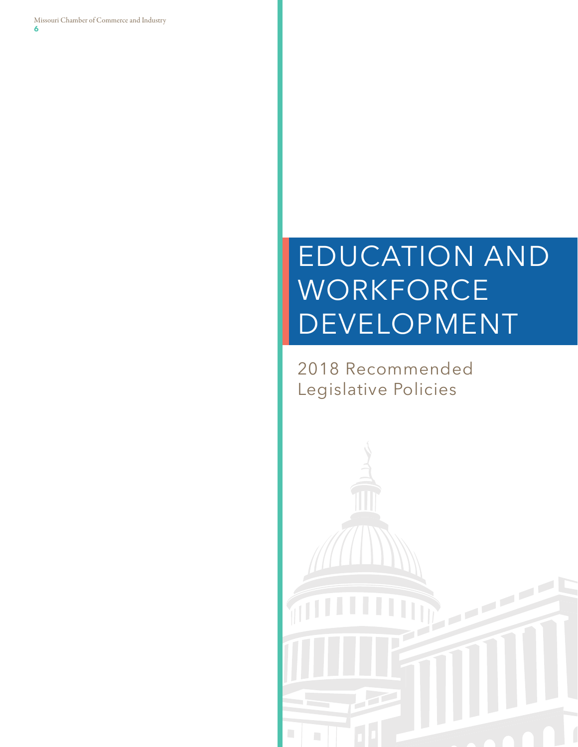# EDUCATION AND WORKFORCE DEVELOPMENT

2018 Recommended Legislative Policies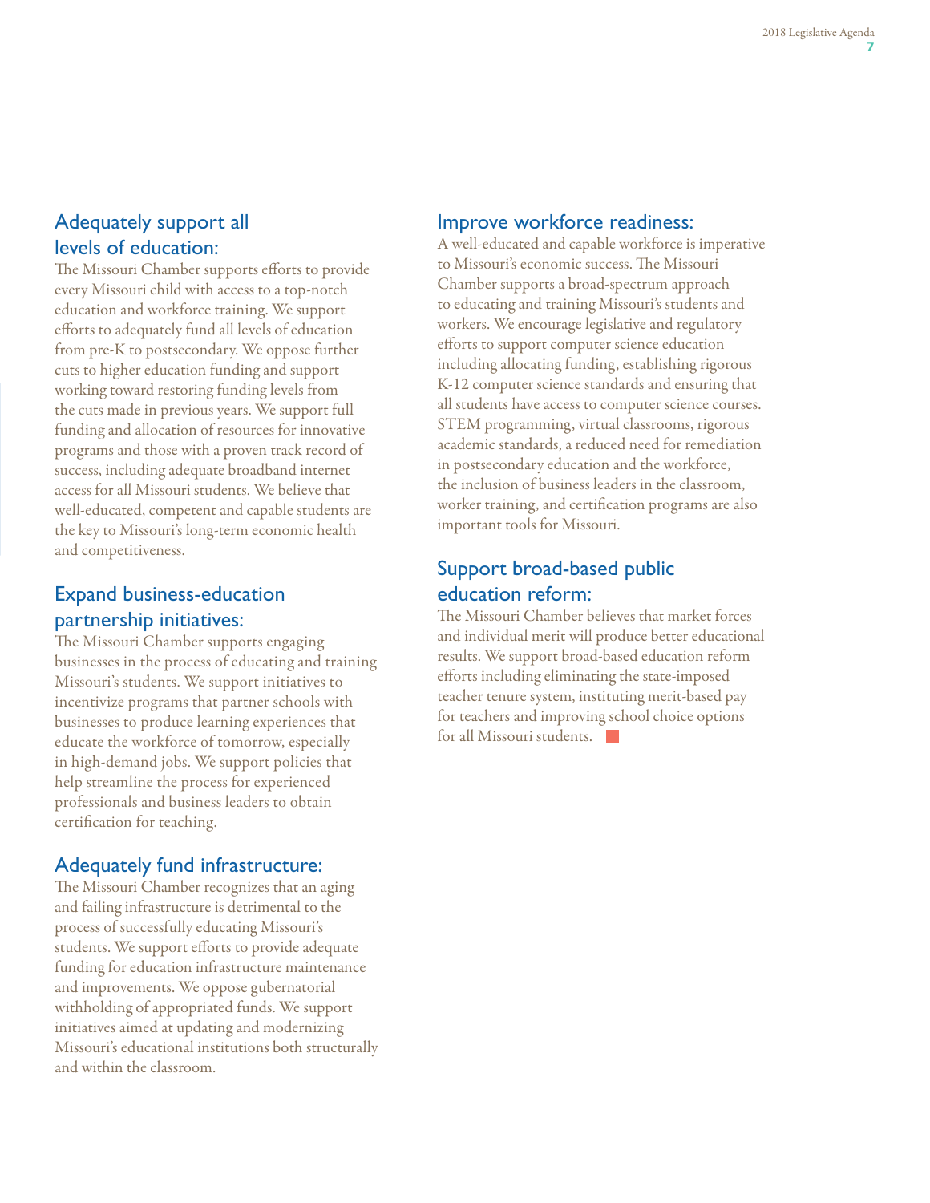## Adequately support all levels of education:

The Missouri Chamber supports efforts to provide every Missouri child with access to a top-notch education and workforce training. We support efforts to adequately fund all levels of education from pre-K to postsecondary. We oppose further cuts to higher education funding and support working toward restoring funding levels from the cuts made in previous years. We support full funding and allocation of resources for innovative programs and those with a proven track record of success, including adequate broadband internet access for all Missouri students. We believe that well-educated, competent and capable students are the key to Missouri's long-term economic health and competitiveness.

## Expand business-education partnership initiatives:

The Missouri Chamber supports engaging businesses in the process of educating and training Missouri's students. We support initiatives to incentivize programs that partner schools with businesses to produce learning experiences that educate the workforce of tomorrow, especially in high-demand jobs. We support policies that help streamline the process for experienced professionals and business leaders to obtain certification for teaching.

## Adequately fund infrastructure:

The Missouri Chamber recognizes that an aging and failing infrastructure is detrimental to the process of successfully educating Missouri's students. We support efforts to provide adequate funding for education infrastructure maintenance and improvements. We oppose gubernatorial withholding of appropriated funds. We support initiatives aimed at updating and modernizing Missouri's educational institutions both structurally and within the classroom.

## Improve workforce readiness:

A well-educated and capable workforce is imperative to Missouri's economic success. The Missouri Chamber supports a broad-spectrum approach to educating and training Missouri's students and workers. We encourage legislative and regulatory efforts to support computer science education including allocating funding, establishing rigorous K-12 computer science standards and ensuring that all students have access to computer science courses. STEM programming, virtual classrooms, rigorous academic standards, a reduced need for remediation in postsecondary education and the workforce, the inclusion of business leaders in the classroom, worker training, and certification programs are also important tools for Missouri.

## Support broad-based public education reform:

The Missouri Chamber believes that market forces and individual merit will produce better educational results. We support broad-based education reform efforts including eliminating the state-imposed teacher tenure system, instituting merit-based pay for teachers and improving school choice options for all Missouri students.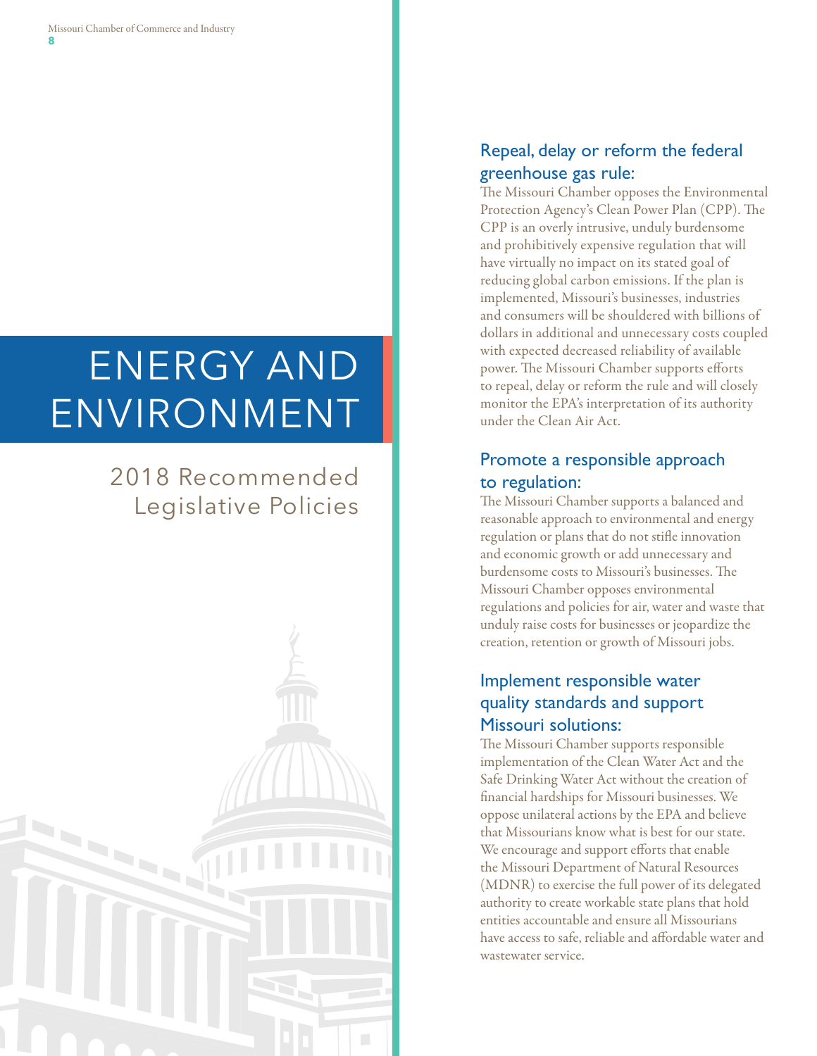# ENERGY AND ENVIRONMENT

## 2018 Recommended Legislative Policies

### Repeal, delay or reform the federal greenhouse gas rule:

The Missouri Chamber opposes the Environmental Protection Agency's Clean Power Plan (CPP). The CPP is an overly intrusive, unduly burdensome and prohibitively expensive regulation that will have virtually no impact on its stated goal of reducing global carbon emissions. If the plan is implemented, Missouri's businesses, industries and consumers will be shouldered with billions of dollars in additional and unnecessary costs coupled with expected decreased reliability of available power. The Missouri Chamber supports efforts to repeal, delay or reform the rule and will closely monitor the EPA's interpretation of its authority under the Clean Air Act.

### Promote a responsible approach to regulation:

The Missouri Chamber supports a balanced and reasonable approach to environmental and energy regulation or plans that do not stifle innovation and economic growth or add unnecessary and burdensome costs to Missouri's businesses. The Missouri Chamber opposes environmental regulations and policies for air, water and waste that unduly raise costs for businesses or jeopardize the creation, retention or growth of Missouri jobs.

### Implement responsible water quality standards and support Missouri solutions:

The Missouri Chamber supports responsible implementation of the Clean Water Act and the Safe Drinking Water Act without the creation of financial hardships for Missouri businesses. We oppose unilateral actions by the EPA and believe that Missourians know what is best for our state. We encourage and support efforts that enable the Missouri Department of Natural Resources (MDNR) to exercise the full power of its delegated authority to create workable state plans that hold entities accountable and ensure all Missourians have access to safe, reliable and affordable water and wastewater service.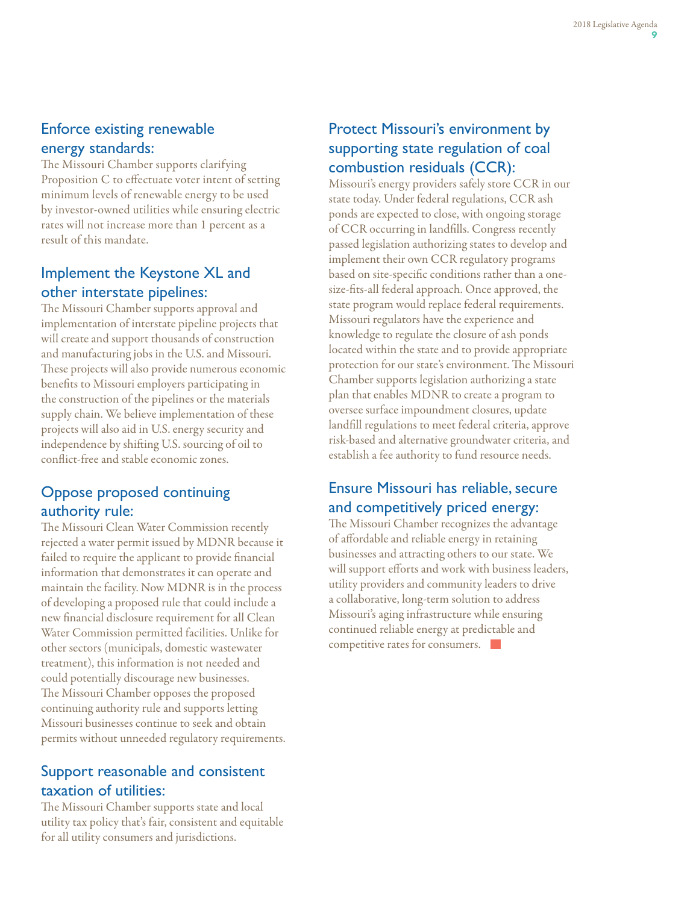## Enforce existing renewable energy standards:

The Missouri Chamber supports clarifying Proposition C to effectuate voter intent of setting minimum levels of renewable energy to be used by investor-owned utilities while ensuring electric rates will not increase more than 1 percent as a result of this mandate.

## Implement the Keystone XL and other interstate pipelines:

The Missouri Chamber supports approval and implementation of interstate pipeline projects that will create and support thousands of construction and manufacturing jobs in the U.S. and Missouri. These projects will also provide numerous economic benefits to Missouri employers participating in the construction of the pipelines or the materials supply chain. We believe implementation of these projects will also aid in U.S. energy security and independence by shifting U.S. sourcing of oil to conflict-free and stable economic zones.

## Oppose proposed continuing authority rule:

The Missouri Clean Water Commission recently rejected a water permit issued by MDNR because it failed to require the applicant to provide financial information that demonstrates it can operate and maintain the facility. Now MDNR is in the process of developing a proposed rule that could include a new financial disclosure requirement for all Clean Water Commission permitted facilities. Unlike for other sectors (municipals, domestic wastewater treatment), this information is not needed and could potentially discourage new businesses. The Missouri Chamber opposes the proposed continuing authority rule and supports letting Missouri businesses continue to seek and obtain permits without unneeded regulatory requirements.

## Support reasonable and consistent taxation of utilities:

The Missouri Chamber supports state and local utility tax policy that's fair, consistent and equitable for all utility consumers and jurisdictions.

## Protect Missouri's environment by supporting state regulation of coal combustion residuals (CCR):

Missouri's energy providers safely store CCR in our state today. Under federal regulations, CCR ash ponds are expected to close, with ongoing storage of CCR occurring in landfills. Congress recently passed legislation authorizing states to develop and implement their own CCR regulatory programs based on site-specific conditions rather than a one-size-fits-all federal approach. Once approved, the state program would replace federal requirements. Missouri regulators have the experience and knowledge to regulate the closure of ash ponds located within the state and to provide appropriate protection for our state's environment. The Missouri Chamber supports legislation authorizing a state plan that enables MDNR to create a program to oversee surface impoundment closures, update landfill regulations to meet federal criteria, approve risk-based and alternative groundwater criteria, and establish a fee authority to fund resource needs.

## Ensure Missouri has reliable, secure and competitively priced energy:

The Missouri Chamber recognizes the advantage of affordable and reliable energy in retaining businesses and attracting others to our state. We will support efforts and work with business leaders, utility providers and community leaders to drive a collaborative, long-term solution to address Missouri's aging infrastructure while ensuring continued reliable energy at predictable and competitive rates for consumers.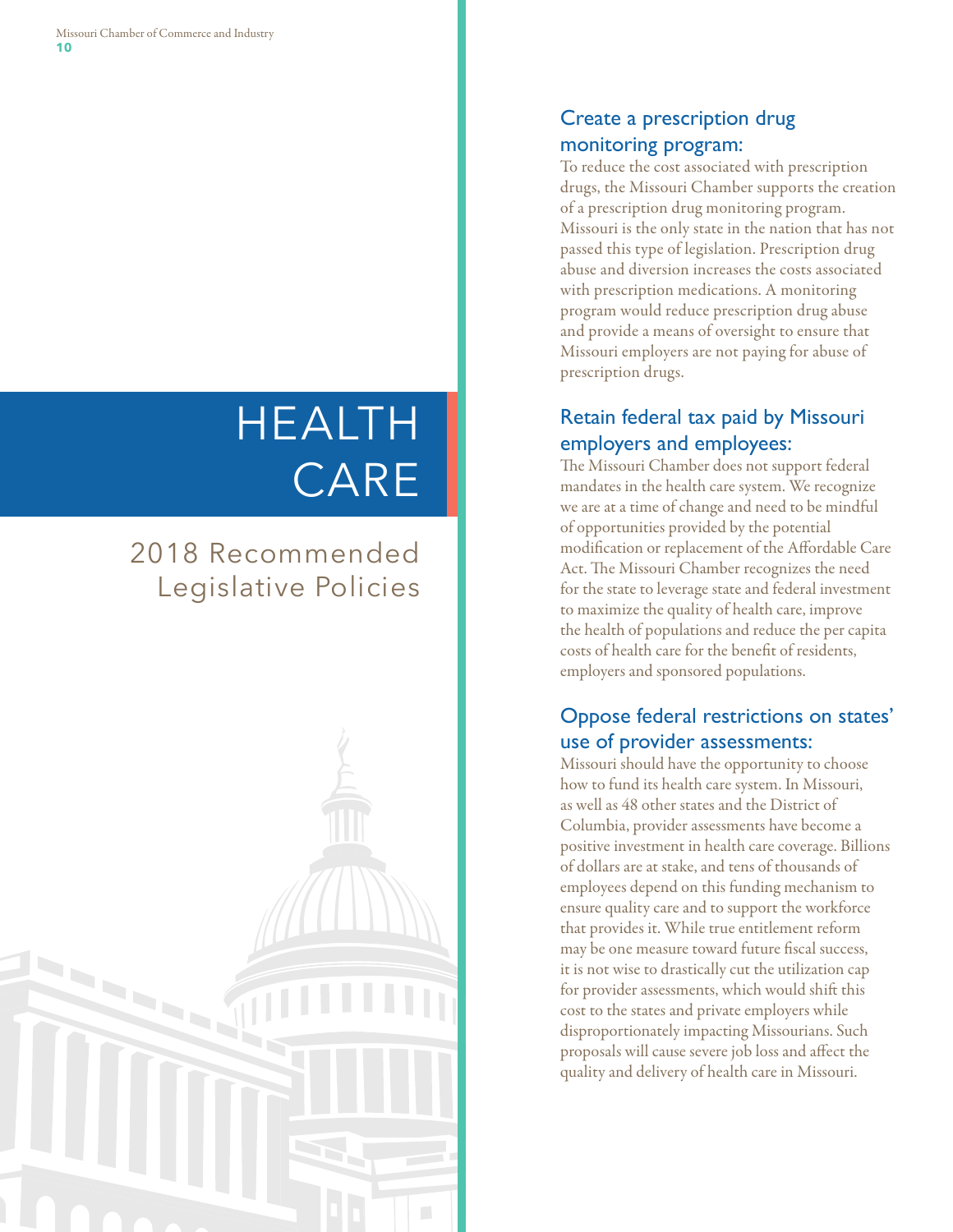# HEALTH CARE

## 2018 Recommended Legislative Policies

### Create a prescription drug monitoring program:

To reduce the cost associated with prescription drugs, the Missouri Chamber supports the creation of a prescription drug monitoring program. Missouri is the only state in the nation that has not passed this type of legislation. Prescription drug abuse and diversion increases the costs associated with prescription medications. A monitoring program would reduce prescription drug abuse and provide a means of oversight to ensure that Missouri employers are not paying for abuse of prescription drugs.

### Retain federal tax paid by Missouri employers and employees:

The Missouri Chamber does not support federal mandates in the health care system. We recognize we are at a time of change and need to be mindful of opportunities provided by the potential modification or replacement of the Affordable Care Act. The Missouri Chamber recognizes the need for the state to leverage state and federal investment to maximize the quality of health care, improve the health of populations and reduce the per capita costs of health care for the benefit of residents, employers and sponsored populations.

### Oppose federal restrictions on states' use of provider assessments:

Missouri should have the opportunity to choose how to fund its health care system. In Missouri, as well as 48 other states and the District of Columbia, provider assessments have become a positive investment in health care coverage. Billions of dollars are at stake, and tens of thousands of employees depend on this funding mechanism to ensure quality care and to support the workforce that provides it. While true entitlement reform may be one measure toward future fiscal success, it is not wise to drastically cut the utilization cap for provider assessments, which would shift this cost to the states and private employers while disproportionately impacting Missourians. Such proposals will cause severe job loss and affect the quality and delivery of health care in Missouri.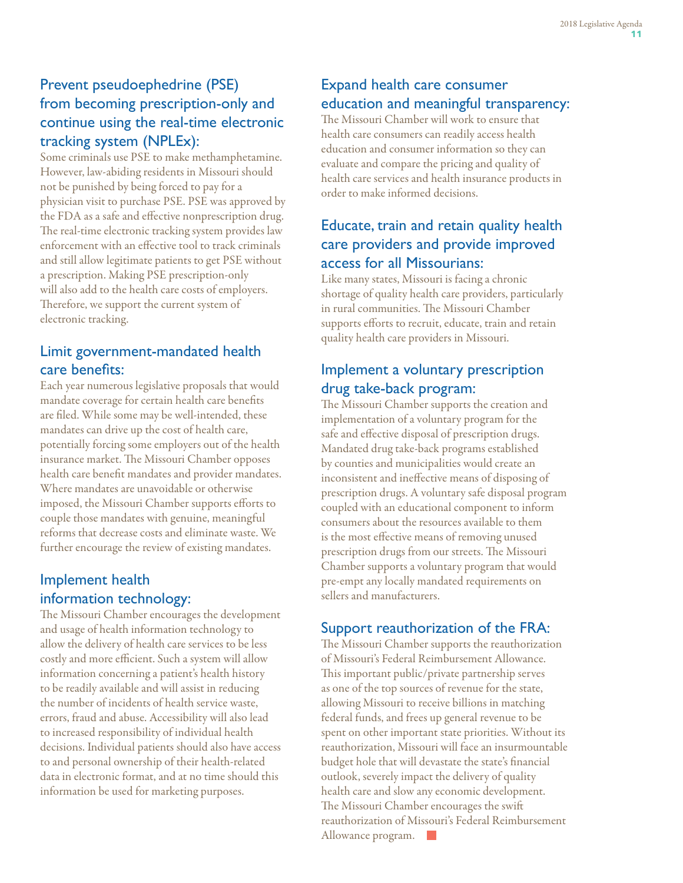## Prevent pseudoephedrine (PSE) from becoming prescription-only and continue using the real-time electronic tracking system (NPLEx):

Some criminals use PSE to make methamphetamine. However, law-abiding residents in Missouri should not be punished by being forced to pay for a physician visit to purchase PSE. PSE was approved by the FDA as a safe and effective nonprescription drug. The real-time electronic tracking system provides law enforcement with an effective tool to track criminals and still allow legitimate patients to get PSE without a prescription. Making PSE prescription-only will also add to the health care costs of employers. Therefore, we support the current system of electronic tracking.

## Limit government-mandated health care benefits:

Each year numerous legislative proposals that would mandate coverage for certain health care benefits are filed. While some may be well-intended, these mandates can drive up the cost of health care, potentially forcing some employers out of the health insurance market. The Missouri Chamber opposes health care benefit mandates and provider mandates. Where mandates are unavoidable or otherwise imposed, the Missouri Chamber supports efforts to couple those mandates with genuine, meaningful reforms that decrease costs and eliminate waste. We further encourage the review of existing mandates.

## Implement health information technology:

The Missouri Chamber encourages the development and usage of health information technology to allow the delivery of health care services to be less costly and more efficient. Such a system will allow information concerning a patient's health history to be readily available and will assist in reducing the number of incidents of health service waste, errors, fraud and abuse. Accessibility will also lead to increased responsibility of individual health decisions. Individual patients should also have access to and personal ownership of their health-related data in electronic format, and at no time should this information be used for marketing purposes.

## Expand health care consumer education and meaningful transparency:

The Missouri Chamber will work to ensure that health care consumers can readily access health education and consumer information so they can evaluate and compare the pricing and quality of health care services and health insurance products in order to make informed decisions.

## Educate, train and retain quality health care providers and provide improved access for all Missourians:

Like many states, Missouri is facing a chronic shortage of quality health care providers, particularly in rural communities. The Missouri Chamber supports efforts to recruit, educate, train and retain quality health care providers in Missouri.

## Implement a voluntary prescription drug take-back program:

The Missouri Chamber supports the creation and implementation of a voluntary program for the safe and effective disposal of prescription drugs. Mandated drug take-back programs established by counties and municipalities would create an inconsistent and ineffective means of disposing of prescription drugs. A voluntary safe disposal program coupled with an educational component to inform consumers about the resources available to them is the most effective means of removing unused prescription drugs from our streets. The Missouri Chamber supports a voluntary program that would pre-empt any locally mandated requirements on sellers and manufacturers.

## Support reauthorization of the FRA:

The Missouri Chamber supports the reauthorization of Missouri's Federal Reimbursement Allowance. This important public/private partnership serves as one of the top sources of revenue for the state, allowing Missouri to receive billions in matching federal funds, and frees up general revenue to be spent on other important state priorities. Without its reauthorization, Missouri will face an insurmountable budget hole that will devastate the state's financial outlook, severely impact the delivery of quality health care and slow any economic development. The Missouri Chamber encourages the swift reauthorization of Missouri's Federal Reimbursement Allowance program.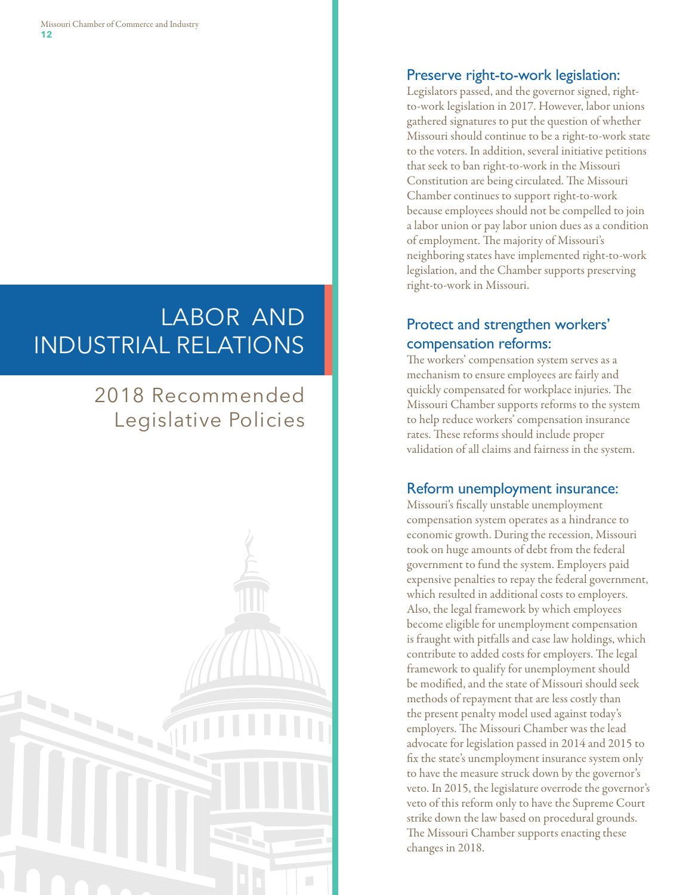# LABOR AND INDUSTRIAL RELATIONS

## 2018 Recommended Legislative Policies

### Preserve right-to-work legislation:

Legislators passed, and the governor signed, right-to-work legislation in 2017. However, labor unions gathered signatures to put the question of whether Missouri should continue to be a right-to-work state to the voters. In addition, several initiative petitions that seek to ban right-to-work in the Missouri Constitution are being circulated. The Missouri Chamber continues to support right-to-work because employees should not be compelled to join a labor union or pay labor union dues as a condition of employment. The majority of Missouri's neighboring states have implemented right-to-work legislation, and the Chamber supports preserving right-to-work in Missouri.

### Protect and strengthen workers' compensation reforms:

The workers' compensation system serves as a mechanism to ensure employees are fairly and quickly compensated for workplace injuries. The Missouri Chamber supports reforms to the system to help reduce workers' compensation insurance rates. These reforms should include proper validation of all claims and fairness in the system.

### Reform unemployment insurance:

Missouri's fiscally unstable unemployment compensation system operates as a hindrance to economic growth. During the recession, Missouri took on huge amounts of debt from the federal government to fund the system. Employers paid expensive penalties to repay the federal government, which resulted in additional costs to employers. Also, the legal framework by which employees become eligible for unemployment compensation is fraught with pitfalls and case law holdings, which contribute to added costs for employers. The legal framework to qualify for unemployment should be modified, and the state of Missouri should seek methods of repayment that are less costly than the present penalty model used against today's employers. The Missouri Chamber was the lead advocate for legislation passed in 2014 and 2015 to fix the state's unemployment insurance system only to have the measure struck down by the governor's veto. In 2015, the legislature overrode the governor's veto of this reform only to have the Supreme Court strike down the law based on procedural grounds. The Missouri Chamber supports enacting these changes in 2018.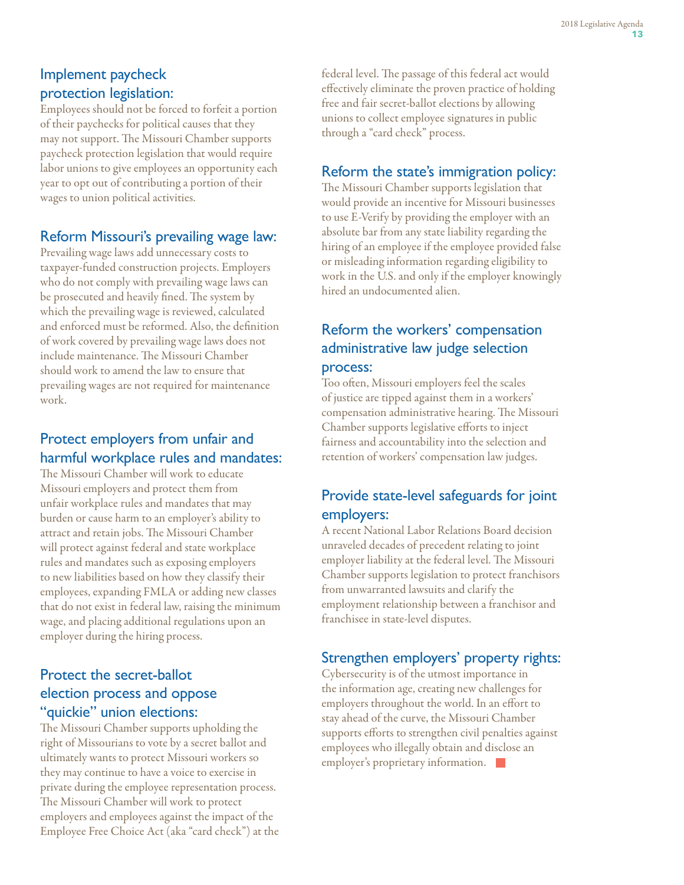### Implement paycheck protection legislation:

Employees should not be forced to forfeit a portion of their paychecks for political causes that they may not support. The Missouri Chamber supports paycheck protection legislation that would require labor unions to give employees an opportunity each year to opt out of contributing a portion of their wages to union political activities.

### Reform Missouri's prevailing wage law:

Prevailing wage laws add unnecessary costs to taxpayer-funded construction projects. Employers who do not comply with prevailing wage laws can be prosecuted and heavily fined. The system by which the prevailing wage is reviewed, calculated and enforced must be reformed. Also, the definition of work covered by prevailing wage laws does not include maintenance. The Missouri Chamber should work to amend the law to ensure that prevailing wages are not required for maintenance work.

### Protect employers from unfair and harmful workplace rules and mandates:

The Missouri Chamber will work to educate Missouri employers and protect them from unfair workplace rules and mandates that may burden or cause harm to an employer's ability to attract and retain jobs. The Missouri Chamber will protect against federal and state workplace rules and mandates such as exposing employers to new liabilities based on how they classify their employees, expanding FMLA or adding new classes that do not exist in federal law, raising the minimum wage, and placing additional regulations upon an employer during the hiring process.

### Protect the secret-ballot election process and oppose "quickie" union elections:

The Missouri Chamber supports upholding the right of Missourians to vote by a secret ballot and ultimately wants to protect Missouri workers so they may continue to have a voice to exercise in private during the employee representation process. The Missouri Chamber will work to protect employers and employees against the impact of the Employee Free Choice Act (aka "card check") at the federal level. The passage of this federal act would effectively eliminate the proven practice of holding free and fair secret-ballot elections by allowing unions to collect employee signatures in public through a "card check" process.

### Reform the state's immigration policy:

The Missouri Chamber supports legislation that would provide an incentive for Missouri businesses to use E-Verify by providing the employer with an absolute bar from any state liability regarding the hiring of an employee if the employee provided false or misleading information regarding eligibility to work in the U.S. and only if the employer knowingly hired an undocumented alien.

### Reform the workers' compensation administrative law judge selection process:

Too often, Missouri employers feel the scales of justice are tipped against them in a workers' compensation administrative hearing. The Missouri Chamber supports legislative efforts to inject fairness and accountability into the selection and retention of workers' compensation law judges.

### Provide state-level safeguards for joint employers:

A recent National Labor Relations Board decision unraveled decades of precedent relating to joint employer liability at the federal level. The Missouri Chamber supports legislation to protect franchisors from unwarranted lawsuits and clarify the employment relationship between a franchisor and franchisee in state-level disputes.

### Strengthen employers' property rights:

Cybersecurity is of the utmost importance in the information age, creating new challenges for employers throughout the world. In an effort to stay ahead of the curve, the Missouri Chamber supports efforts to strengthen civil penalties against employees who illegally obtain and disclose an employer's proprietary information.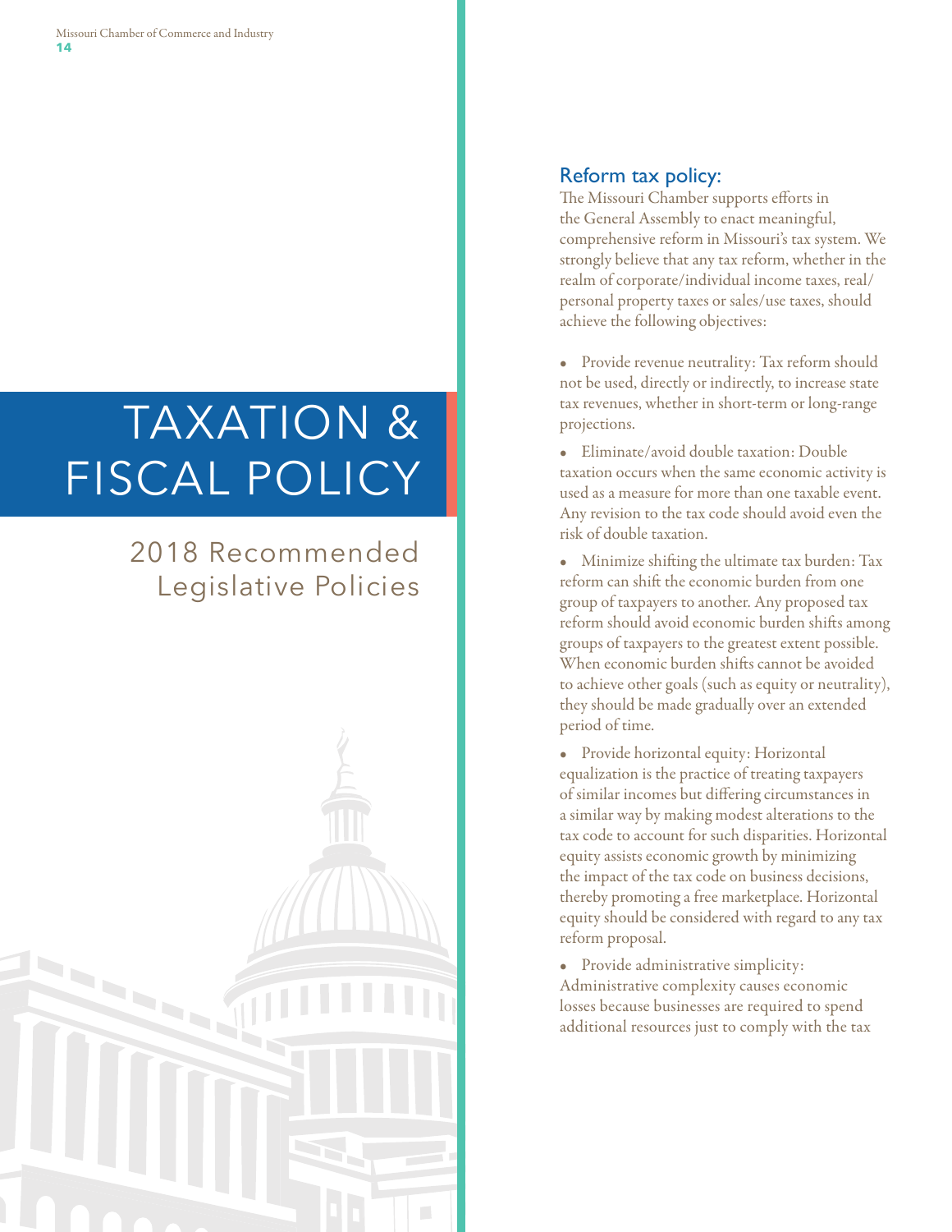# TAXATION & FISCAL POLICY

## 2018 Recommended Legislative Policies

### Reform tax policy:

The Missouri Chamber supports efforts in the General Assembly to enact meaningful, comprehensive reform in Missouri's tax system. We strongly believe that any tax reform, whether in the realm of corporate/individual income taxes, real/personal property taxes or sales/use taxes, should achieve the following objectives:

- Provide revenue neutrality: Tax reform should not be used, directly or indirectly, to increase state tax revenues, whether in short-term or long-range projections.
- Eliminate/avoid double taxation: Double taxation occurs when the same economic activity is used as a measure for more than one taxable event. Any revision to the tax code should avoid even the risk of double taxation.
- Minimize shifting the ultimate tax burden: Tax reform can shift the economic burden from one group of taxpayers to another. Any proposed tax reform should avoid economic burden shifts among groups of taxpayers to the greatest extent possible. When economic burden shifts cannot be avoided to achieve other goals (such as equity or neutrality), they should be made gradually over an extended period of time.
- Provide horizontal equity: Horizontal equalization is the practice of treating taxpayers of similar incomes but differing circumstances in a similar way by making modest alterations to the tax code to account for such disparities. Horizontal equity assists economic growth by minimizing the impact of the tax code on business decisions, thereby promoting a free marketplace. Horizontal equity should be considered with regard to any tax reform proposal.
- Provide administrative simplicity: Administrative complexity causes economic losses because businesses are required to spend additional resources just to comply with the tax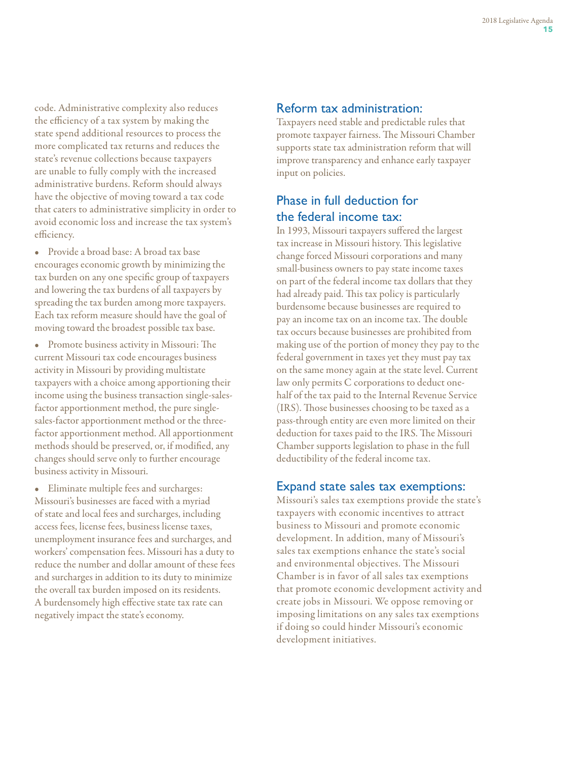code. Administrative complexity also reduces the efficiency of a tax system by making the state spend additional resources to process the more complicated tax returns and reduces the state's revenue collections because taxpayers are unable to fully comply with the increased administrative burdens. Reform should always have the objective of moving toward a tax code that caters to administrative simplicity in order to avoid economic loss and increase the tax system's efficiency.

- Provide a broad base: A broad tax base encourages economic growth by minimizing the tax burden on any one specific group of taxpayers and lowering the tax burdens of all taxpayers by spreading the tax burden among more taxpayers. Each tax reform measure should have the goal of moving toward the broadest possible tax base.

- Promote business activity in Missouri: The current Missouri tax code encourages business activity in Missouri by providing multistate taxpayers with a choice among apportioning their income using the business transaction single-sales-factor apportionment method, the pure single-sales-factor apportionment method or the three-factor apportionment method. All apportionment methods should be preserved, or, if modified, any changes should serve only to further encourage business activity in Missouri.

- Eliminate multiple fees and surcharges: Missouri's businesses are faced with a myriad of state and local fees and surcharges, including access fees, license fees, business license taxes, unemployment insurance fees and surcharges, and workers' compensation fees. Missouri has a duty to reduce the number and dollar amount of these fees and surcharges in addition to its duty to minimize the overall tax burden imposed on its residents. A burdensomely high effective state tax rate can negatively impact the state's economy.

## Reform tax administration:

Taxpayers need stable and predictable rules that promote taxpayer fairness. The Missouri Chamber supports state tax administration reform that will improve transparency and enhance early taxpayer input on policies.

## Phase in full deduction for the federal income tax:

In 1993, Missouri taxpayers suffered the largest tax increase in Missouri history. This legislative change forced Missouri corporations and many small-business owners to pay state income taxes on part of the federal income tax dollars that they had already paid. This tax policy is particularly burdensome because businesses are required to pay an income tax on an income tax. The double tax occurs because businesses are prohibited from making use of the portion of money they pay to the federal government in taxes yet they must pay tax on the same money again at the state level. Current law only permits C corporations to deduct one-half of the tax paid to the Internal Revenue Service (IRS). Those businesses choosing to be taxed as a pass-through entity are even more limited on their deduction for taxes paid to the IRS. The Missouri Chamber supports legislation to phase in the full deductibility of the federal income tax.

## Expand state sales tax exemptions:

Missouri's sales tax exemptions provide the state's taxpayers with economic incentives to attract business to Missouri and promote economic development. In addition, many of Missouri's sales tax exemptions enhance the state's social and environmental objectives. The Missouri Chamber is in favor of all sales tax exemptions that promote economic development activity and create jobs in Missouri. We oppose removing or imposing limitations on any sales tax exemptions if doing so could hinder Missouri's economic development initiatives.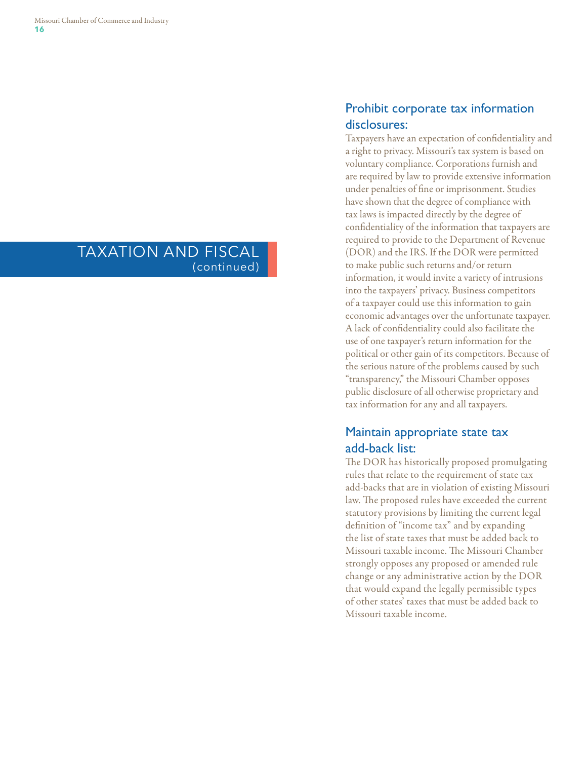# TAXATION AND FISCAL (continued)

## Prohibit corporate tax information disclosures:

Taxpayers have an expectation of confidentiality and a right to privacy. Missouri's tax system is based on voluntary compliance. Corporations furnish and are required by law to provide extensive information under penalties of fine or imprisonment. Studies have shown that the degree of compliance with tax laws is impacted directly by the degree of confidentiality of the information that taxpayers are required to provide to the Department of Revenue (DOR) and the IRS. If the DOR were permitted to make public such returns and/or return information, it would invite a variety of intrusions into the taxpayers' privacy. Business competitors of a taxpayer could use this information to gain economic advantages over the unfortunate taxpayer. A lack of confidentiality could also facilitate the use of one taxpayer's return information for the political or other gain of its competitors. Because of the serious nature of the problems caused by such "transparency," the Missouri Chamber opposes public disclosure of all otherwise proprietary and tax information for any and all taxpayers.

## Maintain appropriate state tax add-back list:

The DOR has historically proposed promulgating rules that relate to the requirement of state tax add-backs that are in violation of existing Missouri law. The proposed rules have exceeded the current statutory provisions by limiting the current legal definition of "income tax" and by expanding the list of state taxes that must be added back to Missouri taxable income. The Missouri Chamber strongly opposes any proposed or amended rule change or any administrative action by the DOR that would expand the legally permissible types of other states' taxes that must be added back to Missouri taxable income.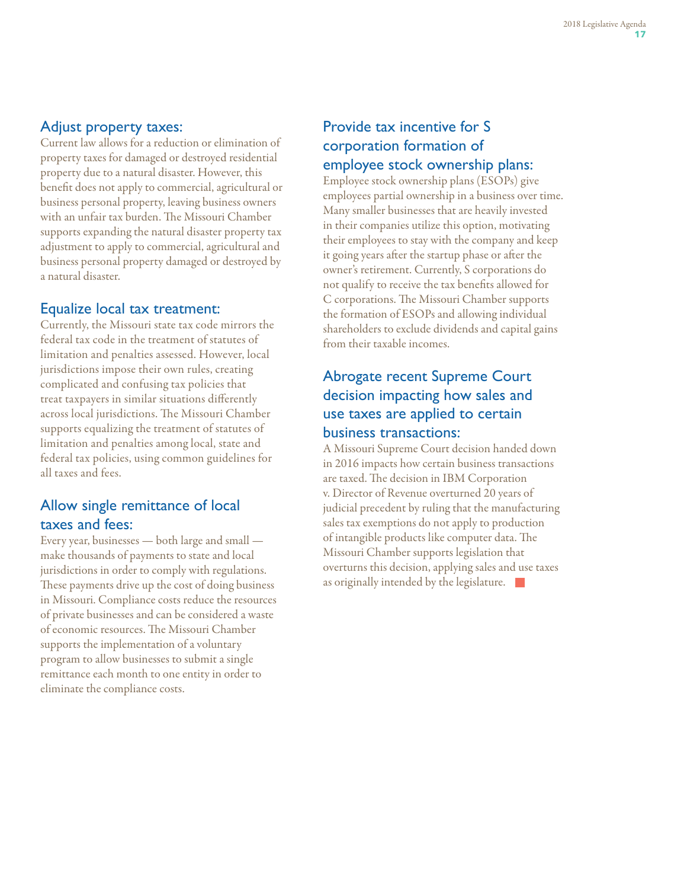## Adjust property taxes:

Current law allows for a reduction or elimination of property taxes for damaged or destroyed residential property due to a natural disaster. However, this benefit does not apply to commercial, agricultural or business personal property, leaving business owners with an unfair tax burden. The Missouri Chamber supports expanding the natural disaster property tax adjustment to apply to commercial, agricultural and business personal property damaged or destroyed by a natural disaster.

## Equalize local tax treatment:

Currently, the Missouri state tax code mirrors the federal tax code in the treatment of statutes of limitation and penalties assessed. However, local jurisdictions impose their own rules, creating complicated and confusing tax policies that treat taxpayers in similar situations differently across local jurisdictions. The Missouri Chamber supports equalizing the treatment of statutes of limitation and penalties among local, state and federal tax policies, using common guidelines for all taxes and fees.

## Allow single remittance of local taxes and fees:

Every year, businesses — both large and small — make thousands of payments to state and local jurisdictions in order to comply with regulations. These payments drive up the cost of doing business in Missouri. Compliance costs reduce the resources of private businesses and can be considered a waste of economic resources. The Missouri Chamber supports the implementation of a voluntary program to allow businesses to submit a single remittance each month to one entity in order to eliminate the compliance costs.

## Provide tax incentive for S corporation formation of employee stock ownership plans:

Employee stock ownership plans (ESOPs) give employees partial ownership in a business over time. Many smaller businesses that are heavily invested in their companies utilize this option, motivating their employees to stay with the company and keep it going years after the startup phase or after the owner's retirement. Currently, S corporations do not qualify to receive the tax benefits allowed for C corporations. The Missouri Chamber supports the formation of ESOPs and allowing individual shareholders to exclude dividends and capital gains from their taxable incomes.

## Abrogate recent Supreme Court decision impacting how sales and use taxes are applied to certain business transactions:

A Missouri Supreme Court decision handed down in 2016 impacts how certain business transactions are taxed. The decision in IBM Corporation v. Director of Revenue overturned 20 years of judicial precedent by ruling that the manufacturing sales tax exemptions do not apply to production of intangible products like computer data. The Missouri Chamber supports legislation that overturns this decision, applying sales and use taxes as originally intended by the legislature.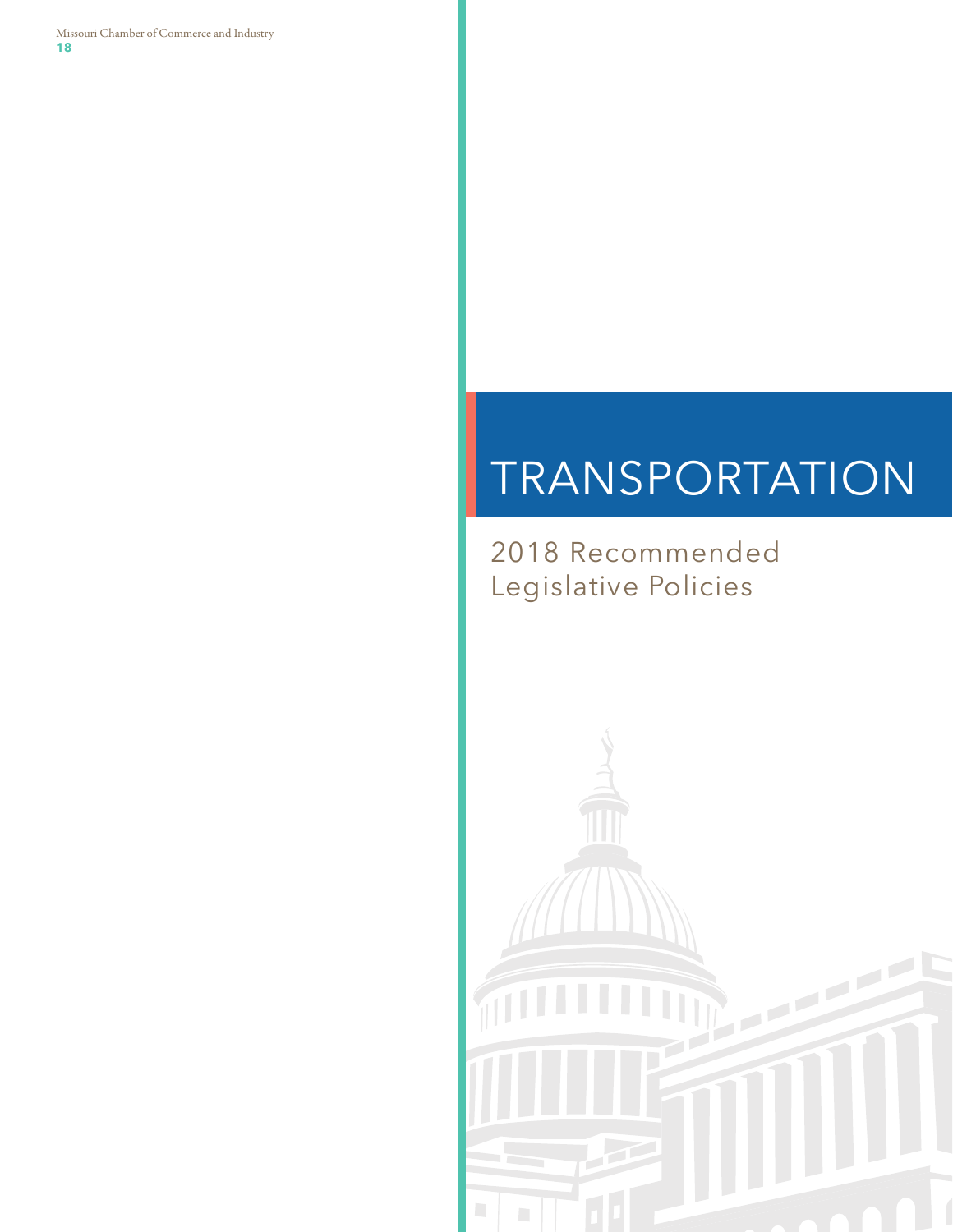# TRANSPORTATION

2018 Recommended Legislative Policies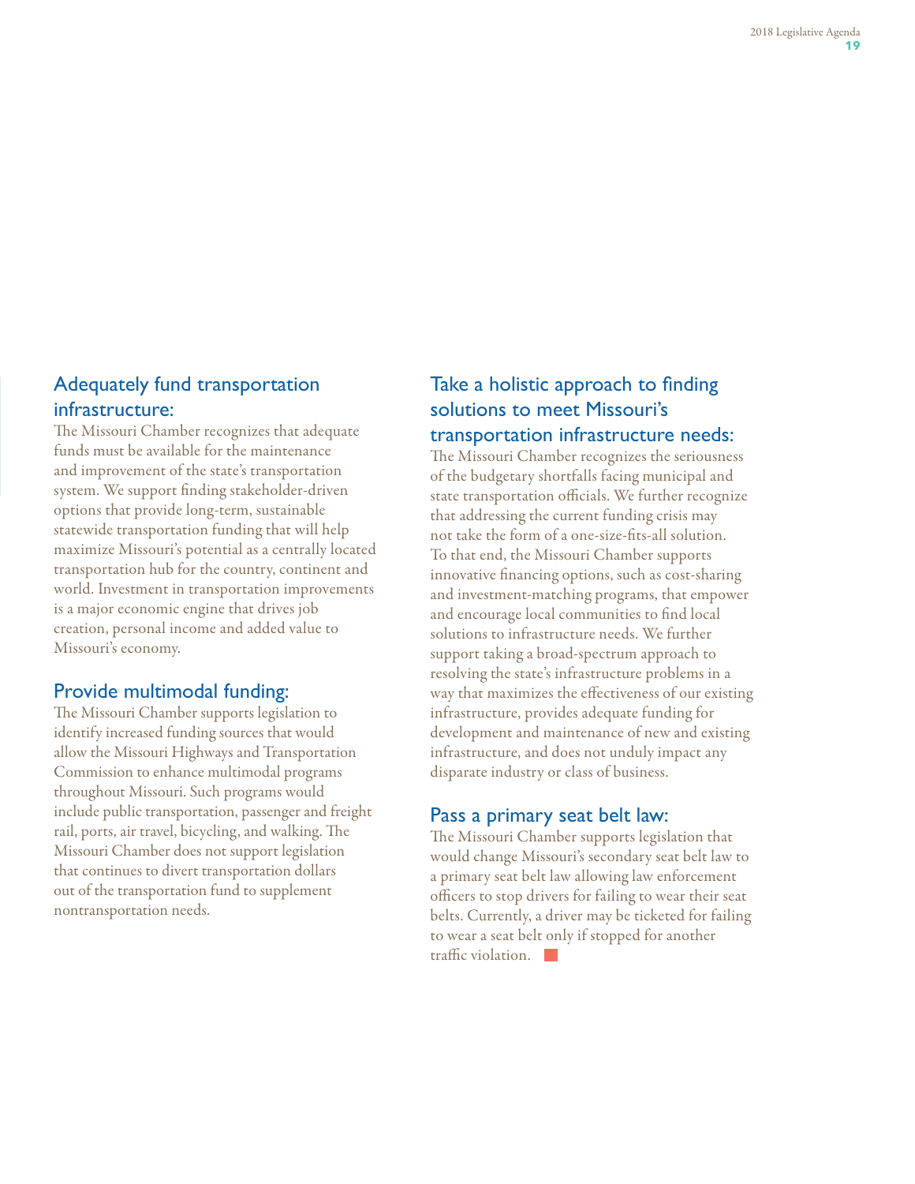## Adequately fund transportation infrastructure:

The Missouri Chamber recognizes that adequate funds must be available for the maintenance and improvement of the state's transportation system. We support finding stakeholder-driven options that provide long-term, sustainable statewide transportation funding that will help maximize Missouri's potential as a centrally located transportation hub for the country, continent and world. Investment in transportation improvements is a major economic engine that drives job creation, personal income and added value to Missouri's economy.

## Provide multimodal funding:

The Missouri Chamber supports legislation to identify increased funding sources that would allow the Missouri Highways and Transportation Commission to enhance multimodal programs throughout Missouri. Such programs would include public transportation, passenger and freight rail, ports, air travel, bicycling, and walking. The Missouri Chamber does not support legislation that continues to divert transportation dollars out of the transportation fund to supplement nontransportation needs.

## Take a holistic approach to finding solutions to meet Missouri's transportation infrastructure needs:

The Missouri Chamber recognizes the seriousness of the budgetary shortfalls facing municipal and state transportation officials. We further recognize that addressing the current funding crisis may not take the form of a one-size-fits-all solution. To that end, the Missouri Chamber supports innovative financing options, such as cost-sharing and investment-matching programs, that empower and encourage local communities to find local solutions to infrastructure needs. We further support taking a broad-spectrum approach to resolving the state's infrastructure problems in a way that maximizes the effectiveness of our existing infrastructure, provides adequate funding for development and maintenance of new and existing infrastructure, and does not unduly impact any disparate industry or class of business.

## Pass a primary seat belt law:

The Missouri Chamber supports legislation that would change Missouri's secondary seat belt law to a primary seat belt law allowing law enforcement officers to stop drivers for failing to wear their seat belts. Currently, a driver may be ticketed for failing to wear a seat belt only if stopped for another traffic violation.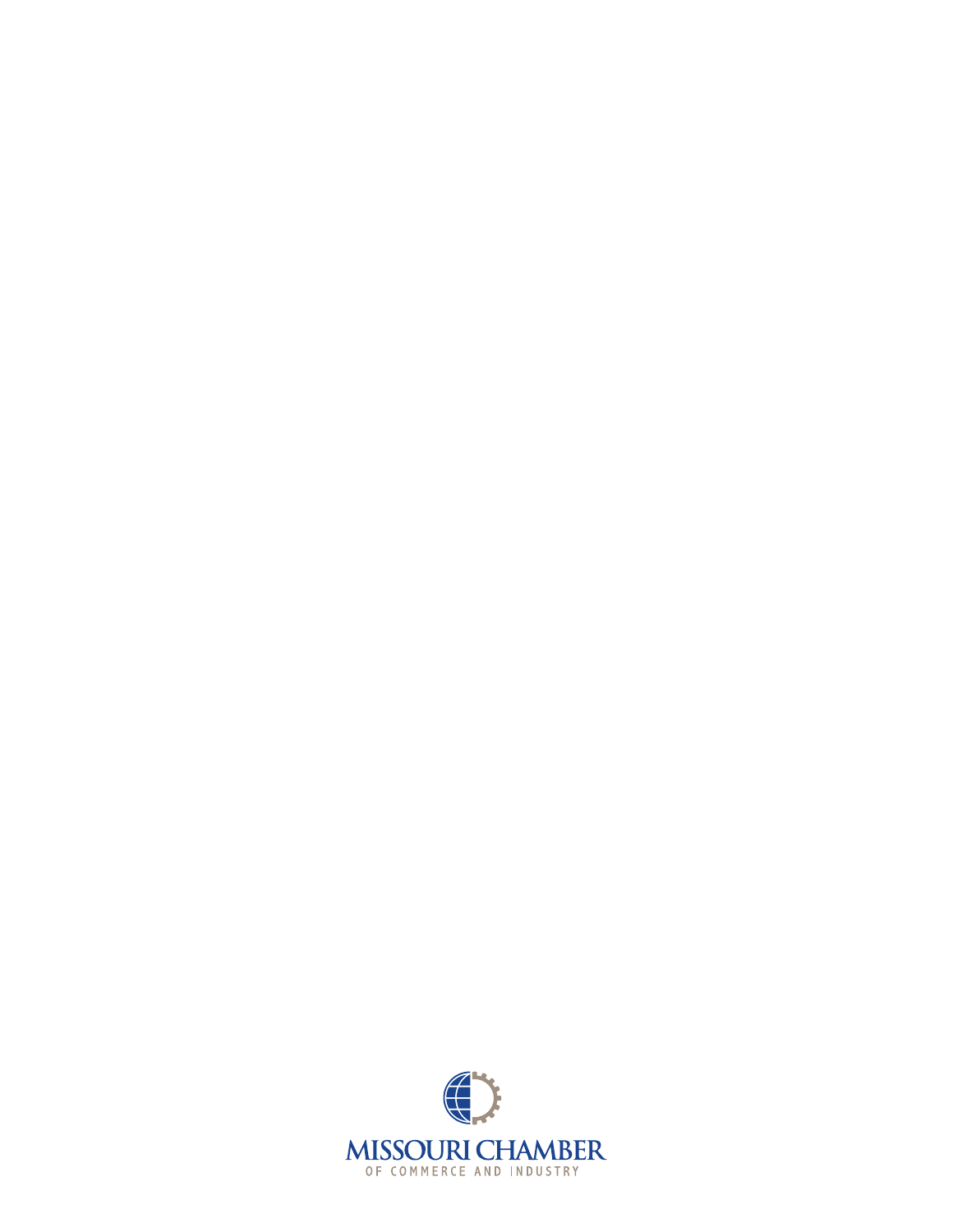MISSOURI CHAMBER

OF COMMERCE AND INDUSTRY